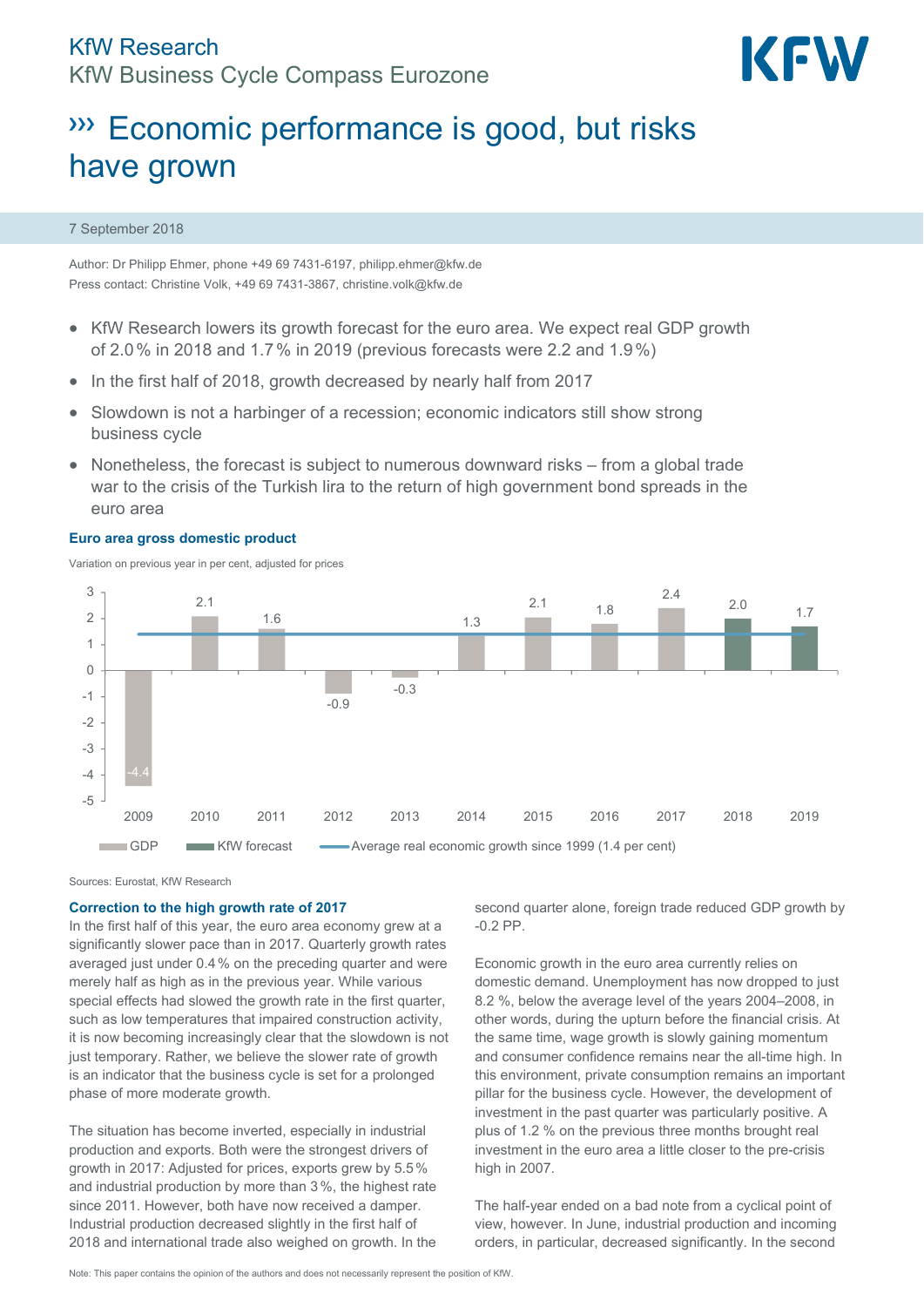KfW Research

KfW Business Cycle Compass Eurozone

# ››› Economic performance is good, but risks have grown

7 September 2018

Author: Dr Philipp Ehmer, phone +49 69 7431-6197, philipp.ehmer@kfw.de
Press contact: Christine Volk, +49 69 7431-3867, christine.volk@kfw.de

- KfW Research lowers its growth forecast for the euro area. We expect real GDP growth of 2.0 % in 2018 and 1.7 % in 2019 (previous forecasts were 2.2 and 1.9 %)
- In the first half of 2018, growth decreased by nearly half from 2017
- Slowdown is not a harbinger of a recession; economic indicators still show strong business cycle
- Nonetheless, the forecast is subject to numerous downward risks – from a global trade war to the crisis of the Turkish lira to the return of high government bond spreads in the euro area

**Euro area gross domestic product**

Variation on previous year in per cent, adjusted for prices

| Year | GDP | KfW forecast |
|---|---|---|
| 2009 | -4.4 | |
| 2010 | 2.1 | |
| 2011 | 1.6 | |
| 2012 | -0.9 | |
| 2013 | -0.3 | |
| 2014 | 1.3 | |
| 2015 | 2.1 | |
| 2016 | 1.8 | |
| 2017 | 2.4 | |
| 2018 | | 2.0 |
| 2019 | | 1.7 |

Average real economic growth since 1999 (1.4 per cent)

Sources: Eurostat, KfW Research

**Correction to the high growth rate of 2017**

In the first half of this year, the euro area economy grew at a significantly slower pace than in 2017. Quarterly growth rates averaged just under 0.4 % on the preceding quarter and were merely half as high as in the previous year. While various special effects had slowed the growth rate in the first quarter, such as low temperatures that impaired construction activity, it is now becoming increasingly clear that the slowdown is not just temporary. Rather, we believe the slower rate of growth is an indicator that the business cycle is set for a prolonged phase of more moderate growth.

The situation has become inverted, especially in industrial production and exports. Both were the strongest drivers of growth in 2017: Adjusted for prices, exports grew by 5.5 % and industrial production by more than 3 %, the highest rate since 2011. However, both have now received a damper. Industrial production decreased slightly in the first half of 2018 and international trade also weighed on growth. In the second quarter alone, foreign trade reduced GDP growth by -0.2 PP.

Economic growth in the euro area currently relies on domestic demand. Unemployment has now dropped to just 8.2 %, below the average level of the years 2004–2008, in other words, during the upturn before the financial crisis. At the same time, wage growth is slowly gaining momentum and consumer confidence remains near the all-time high. In this environment, private consumption remains an important pillar for the business cycle. However, the development of investment in the past quarter was particularly positive. A plus of 1.2 % on the previous three months brought real investment in the euro area a little closer to the pre-crisis high in 2007.

The half-year ended on a bad note from a cyclical point of view, however. In June, industrial production and incoming orders, in particular, decreased significantly. In the second

Note: This paper contains the opinion of the authors and does not necessarily represent the position of KfW.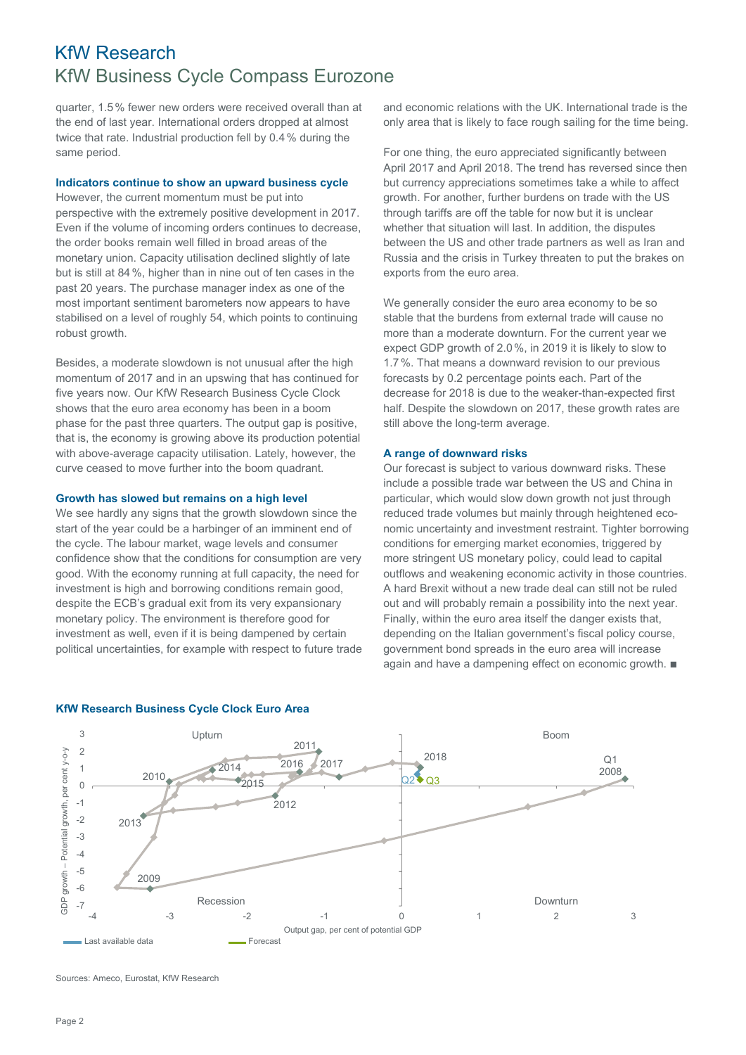quarter, 1.5 % fewer new orders were received overall than at the end of last year. International orders dropped at almost twice that rate. Industrial production fell by 0.4 % during the same period.

### Indicators continue to show an upward business cycle

However, the current momentum must be put into perspective with the extremely positive development in 2017. Even if the volume of incoming orders continues to decrease, the order books remain well filled in broad areas of the monetary union. Capacity utilisation declined slightly of late but is still at 84 %, higher than in nine out of ten cases in the past 20 years. The purchase manager index as one of the most important sentiment barometers now appears to have stabilised on a level of roughly 54, which points to continuing robust growth.

Besides, a moderate slowdown is not unusual after the high momentum of 2017 and in an upswing that has continued for five years now. Our KfW Research Business Cycle Clock shows that the euro area economy has been in a boom phase for the past three quarters. The output gap is positive, that is, the economy is growing above its production potential with above-average capacity utilisation. Lately, however, the curve ceased to move further into the boom quadrant.

### Growth has slowed but remains on a high level

We see hardly any signs that the growth slowdown since the start of the year could be a harbinger of an imminent end of the cycle. The labour market, wage levels and consumer confidence show that the conditions for consumption are very good. With the economy running at full capacity, the need for investment is high and borrowing conditions remain good, despite the ECB's gradual exit from its very expansionary monetary policy. The environment is therefore good for investment as well, even if it is being dampened by certain political uncertainties, for example with respect to future trade and economic relations with the UK. International trade is the only area that is likely to face rough sailing for the time being.

For one thing, the euro appreciated significantly between April 2017 and April 2018. The trend has reversed since then but currency appreciations sometimes take a while to affect growth. For another, further burdens on trade with the US through tariffs are off the table for now but it is unclear whether that situation will last. In addition, the disputes between the US and other trade partners as well as Iran and Russia and the crisis in Turkey threaten to put the brakes on exports from the euro area.

We generally consider the euro area economy to be so stable that the burdens from external trade will cause no more than a moderate downturn. For the current year we expect GDP growth of 2.0 %, in 2019 it is likely to slow to 1.7 %. That means a downward revision to our previous forecasts by 0.2 percentage points each. Part of the decrease for 2018 is due to the weaker-than-expected first half. Despite the slowdown on 2017, these growth rates are still above the long-term average.

### A range of downward risks

Our forecast is subject to various downward risks. These include a possible trade war between the US and China in particular, which would slow down growth not just through reduced trade volumes but mainly through heightened economic uncertainty and investment restraint. Tighter borrowing conditions for emerging market economies, triggered by more stringent US monetary policy, could lead to capital outflows and weakening economic activity in those countries. A hard Brexit without a new trade deal can still not be ruled out and will probably remain a possibility into the next year. Finally, within the euro area itself the danger exists that, depending on the Italian government's fiscal policy course, government bond spreads in the euro area will increase again and have a dampening effect on economic growth. ■

### KfW Research Business Cycle Clock Euro Area

Upturn
Boom
Recession
Downturn

2008 Q1, 2009, 2010, 2011, 2012, 2013, 2014, 2015, 2016, 2017, 2018, Q2, Q3

GDP growth – Potential growth, per cent y-o-y

Output gap, per cent of potential GDP

Last available data
Forecast

Sources: Ameco, Eurostat, KfW Research